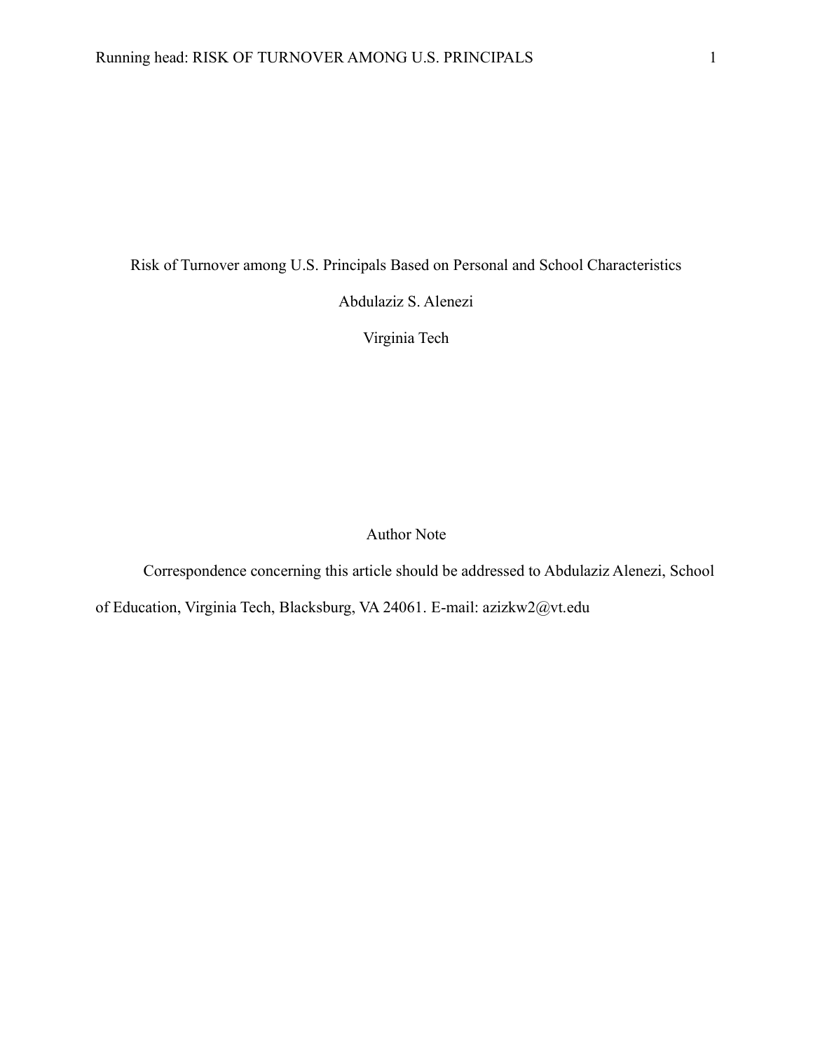# Risk of Turnover among U.S. Principals Based on Personal and School Characteristics

Abdulaziz S. Alenezi

Virginia Tech

## Author Note

Correspondence concerning this article should be addressed to Abdulaziz Alenezi, School of Education, Virginia Tech, Blacksburg, VA 24061. E-mail: azizkw2@vt.edu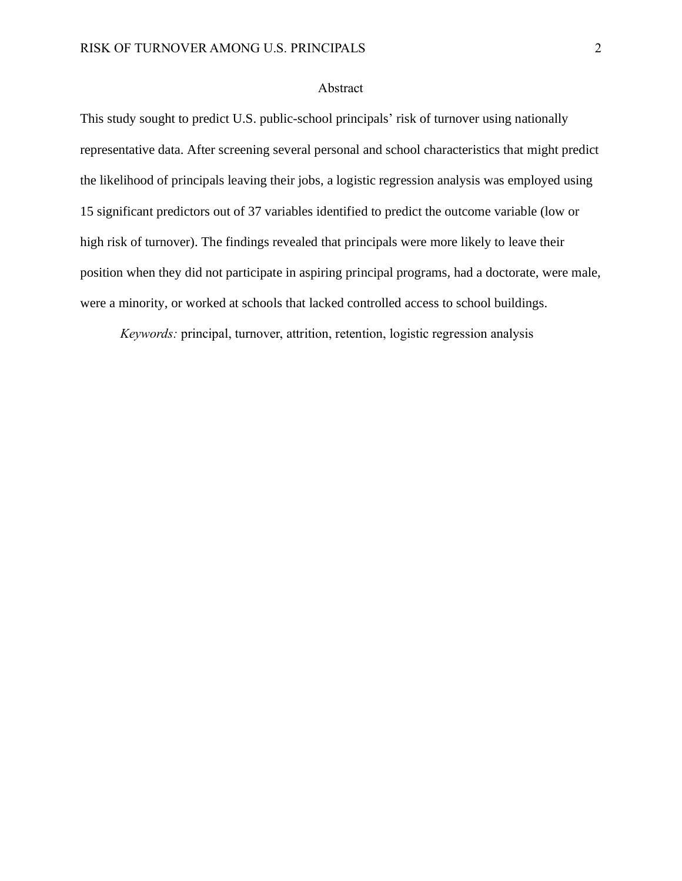## Abstract

This study sought to predict U.S. public-school principals' risk of turnover using nationally representative data. After screening several personal and school characteristics that might predict the likelihood of principals leaving their jobs, a logistic regression analysis was employed using 15 significant predictors out of 37 variables identified to predict the outcome variable (low or high risk of turnover). The findings revealed that principals were more likely to leave their position when they did not participate in aspiring principal programs, had a doctorate, were male, were a minority, or worked at schools that lacked controlled access to school buildings.

*Keywords:* principal, turnover, attrition, retention, logistic regression analysis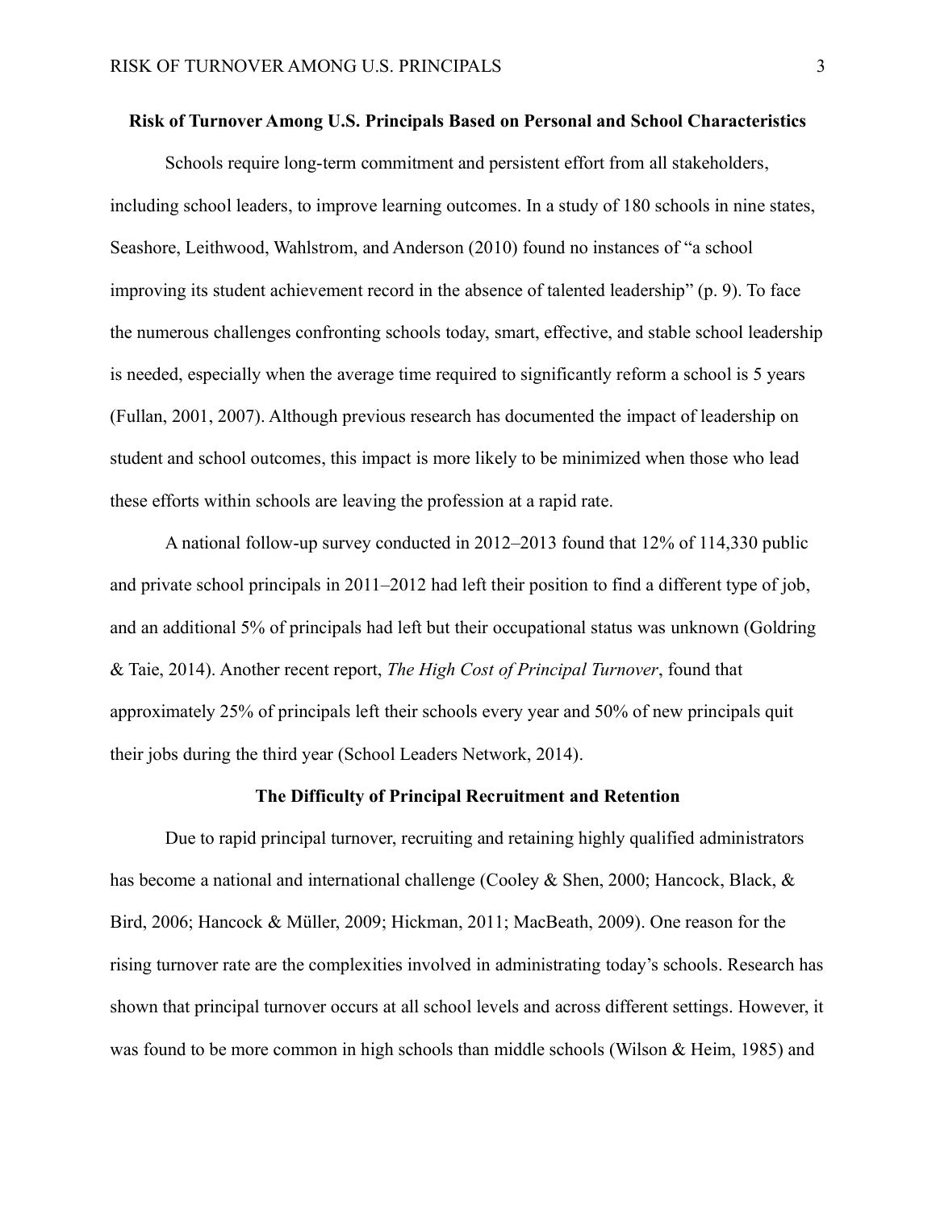## Risk of Turnover Among U.S. Principals Based on Personal and School Characteristics

Schools require long-term commitment and persistent effort from all stakeholders, including school leaders, to improve learning outcomes. In a study of 180 schools in nine states, Seashore, Leithwood, Wahlstrom, and Anderson (2010) found no instances of "a school improving its student achievement record in the absence of talented leadership" (p. 9). To face the numerous challenges confronting schools today, smart, effective, and stable school leadership is needed, especially when the average time required to significantly reform a school is 5 years (Fullan, 2001, 2007). Although previous research has documented the impact of leadership on student and school outcomes, this impact is more likely to be minimized when those who lead these efforts within schools are leaving the profession at a rapid rate.

A national follow-up survey conducted in 2012–2013 found that 12% of 114,330 public and private school principals in 2011–2012 had left their position to find a different type of job, and an additional 5% of principals had left but their occupational status was unknown (Goldring & Taie, 2014). Another recent report, *The High Cost of Principal Turnover*, found that approximately 25% of principals left their schools every year and 50% of new principals quit their jobs during the third year (School Leaders Network, 2014).

### The Difficulty of Principal Recruitment and Retention

Due to rapid principal turnover, recruiting and retaining highly qualified administrators has become a national and international challenge (Cooley & Shen, 2000; Hancock, Black, & Bird, 2006; Hancock & Müller, 2009; Hickman, 2011; MacBeath, 2009). One reason for the rising turnover rate are the complexities involved in administrating today's schools. Research has shown that principal turnover occurs at all school levels and across different settings. However, it was found to be more common in high schools than middle schools (Wilson & Heim, 1985) and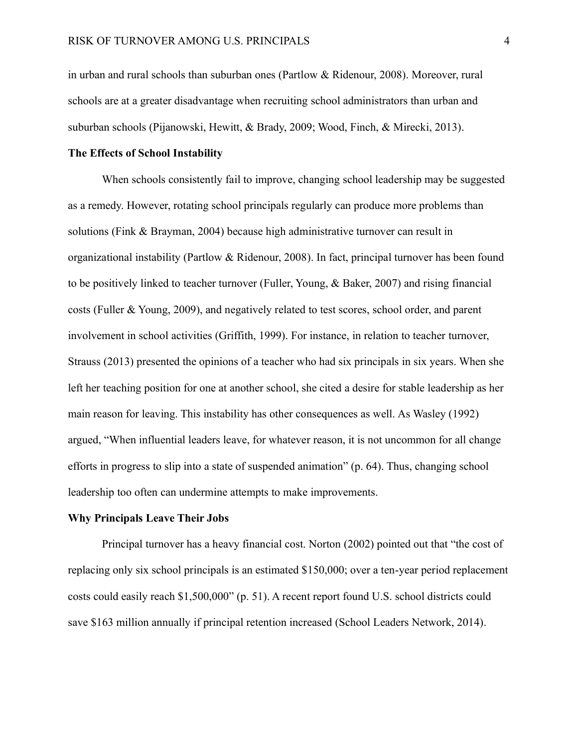in urban and rural schools than suburban ones (Partlow & Ridenour, 2008). Moreover, rural schools are at a greater disadvantage when recruiting school administrators than urban and suburban schools (Pijanowski, Hewitt, & Brady, 2009; Wood, Finch, & Mirecki, 2013).

**The Effects of School Instability**

When schools consistently fail to improve, changing school leadership may be suggested as a remedy. However, rotating school principals regularly can produce more problems than solutions (Fink & Brayman, 2004) because high administrative turnover can result in organizational instability (Partlow & Ridenour, 2008). In fact, principal turnover has been found to be positively linked to teacher turnover (Fuller, Young, & Baker, 2007) and rising financial costs (Fuller & Young, 2009), and negatively related to test scores, school order, and parent involvement in school activities (Griffith, 1999). For instance, in relation to teacher turnover, Strauss (2013) presented the opinions of a teacher who had six principals in six years. When she left her teaching position for one at another school, she cited a desire for stable leadership as her main reason for leaving. This instability has other consequences as well. As Wasley (1992) argued, "When influential leaders leave, for whatever reason, it is not uncommon for all change efforts in progress to slip into a state of suspended animation" (p. 64). Thus, changing school leadership too often can undermine attempts to make improvements.

**Why Principals Leave Their Jobs**

Principal turnover has a heavy financial cost. Norton (2002) pointed out that "the cost of replacing only six school principals is an estimated $150,000; over a ten-year period replacement costs could easily reach $1,500,000" (p. 51). A recent report found U.S. school districts could save $163 million annually if principal retention increased (School Leaders Network, 2014).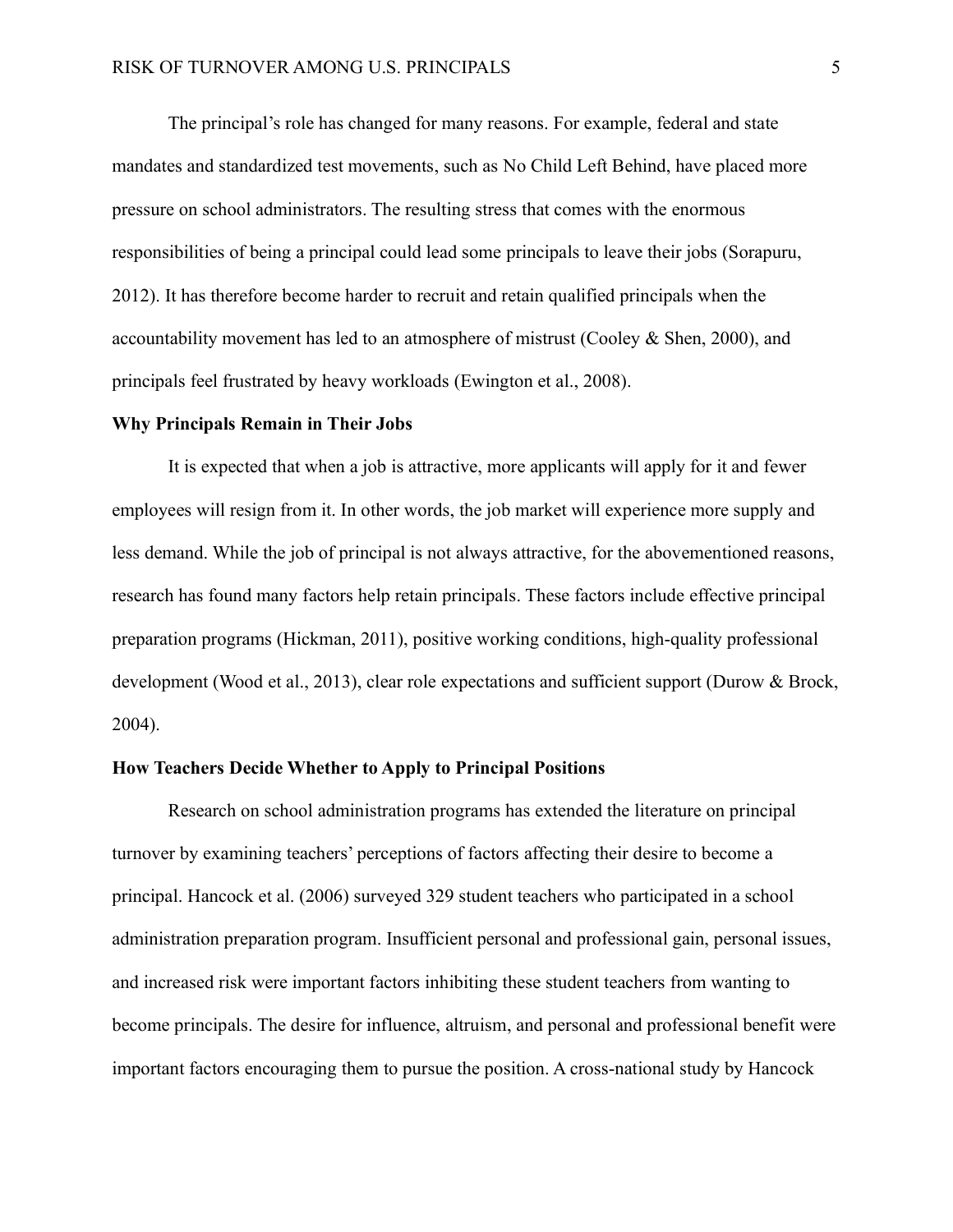The principal's role has changed for many reasons. For example, federal and state mandates and standardized test movements, such as No Child Left Behind, have placed more pressure on school administrators. The resulting stress that comes with the enormous responsibilities of being a principal could lead some principals to leave their jobs (Sorapuru, 2012). It has therefore become harder to recruit and retain qualified principals when the accountability movement has led to an atmosphere of mistrust (Cooley & Shen, 2000), and principals feel frustrated by heavy workloads (Ewington et al., 2008).

## Why Principals Remain in Their Jobs

It is expected that when a job is attractive, more applicants will apply for it and fewer employees will resign from it. In other words, the job market will experience more supply and less demand. While the job of principal is not always attractive, for the abovementioned reasons, research has found many factors help retain principals. These factors include effective principal preparation programs (Hickman, 2011), positive working conditions, high-quality professional development (Wood et al., 2013), clear role expectations and sufficient support (Durow & Brock, 2004).

## How Teachers Decide Whether to Apply to Principal Positions

Research on school administration programs has extended the literature on principal turnover by examining teachers' perceptions of factors affecting their desire to become a principal. Hancock et al. (2006) surveyed 329 student teachers who participated in a school administration preparation program. Insufficient personal and professional gain, personal issues, and increased risk were important factors inhibiting these student teachers from wanting to become principals. The desire for influence, altruism, and personal and professional benefit were important factors encouraging them to pursue the position. A cross-national study by Hancock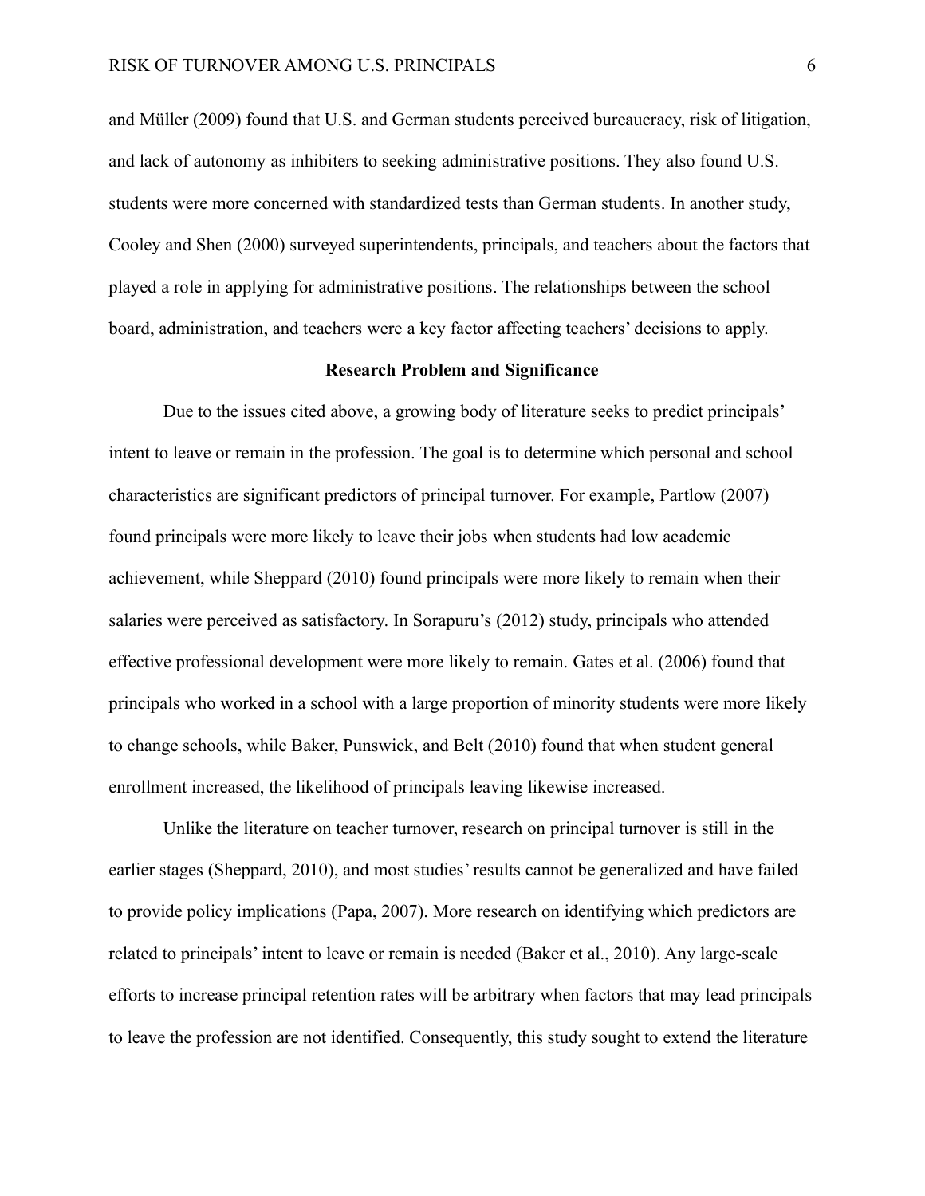and Müller (2009) found that U.S. and German students perceived bureaucracy, risk of litigation, and lack of autonomy as inhibiters to seeking administrative positions. They also found U.S. students were more concerned with standardized tests than German students. In another study, Cooley and Shen (2000) surveyed superintendents, principals, and teachers about the factors that played a role in applying for administrative positions. The relationships between the school board, administration, and teachers were a key factor affecting teachers' decisions to apply.

## Research Problem and Significance

Due to the issues cited above, a growing body of literature seeks to predict principals' intent to leave or remain in the profession. The goal is to determine which personal and school characteristics are significant predictors of principal turnover. For example, Partlow (2007) found principals were more likely to leave their jobs when students had low academic achievement, while Sheppard (2010) found principals were more likely to remain when their salaries were perceived as satisfactory. In Sorapuru's (2012) study, principals who attended effective professional development were more likely to remain. Gates et al. (2006) found that principals who worked in a school with a large proportion of minority students were more likely to change schools, while Baker, Punswick, and Belt (2010) found that when student general enrollment increased, the likelihood of principals leaving likewise increased.

Unlike the literature on teacher turnover, research on principal turnover is still in the earlier stages (Sheppard, 2010), and most studies' results cannot be generalized and have failed to provide policy implications (Papa, 2007). More research on identifying which predictors are related to principals' intent to leave or remain is needed (Baker et al., 2010). Any large-scale efforts to increase principal retention rates will be arbitrary when factors that may lead principals to leave the profession are not identified. Consequently, this study sought to extend the literature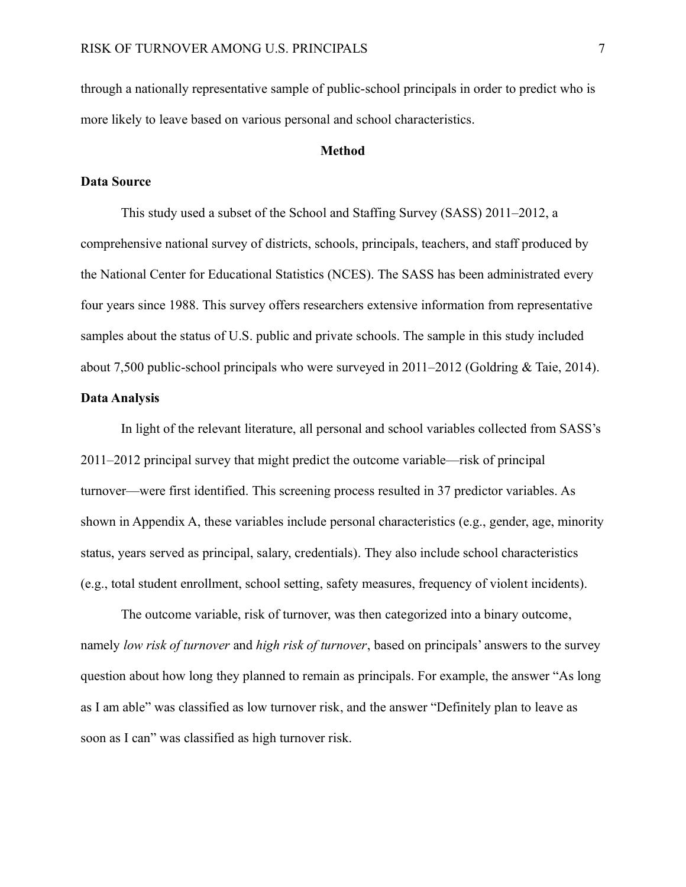through a nationally representative sample of public-school principals in order to predict who is more likely to leave based on various personal and school characteristics.

## Method

### Data Source

This study used a subset of the School and Staffing Survey (SASS) 2011–2012, a comprehensive national survey of districts, schools, principals, teachers, and staff produced by the National Center for Educational Statistics (NCES). The SASS has been administrated every four years since 1988. This survey offers researchers extensive information from representative samples about the status of U.S. public and private schools. The sample in this study included about 7,500 public-school principals who were surveyed in 2011–2012 (Goldring & Taie, 2014).

### Data Analysis

In light of the relevant literature, all personal and school variables collected from SASS's 2011–2012 principal survey that might predict the outcome variable—risk of principal turnover—were first identified. This screening process resulted in 37 predictor variables. As shown in Appendix A, these variables include personal characteristics (e.g., gender, age, minority status, years served as principal, salary, credentials). They also include school characteristics (e.g., total student enrollment, school setting, safety measures, frequency of violent incidents).

The outcome variable, risk of turnover, was then categorized into a binary outcome, namely *low risk of turnover* and *high risk of turnover*, based on principals' answers to the survey question about how long they planned to remain as principals. For example, the answer "As long as I am able" was classified as low turnover risk, and the answer "Definitely plan to leave as soon as I can" was classified as high turnover risk.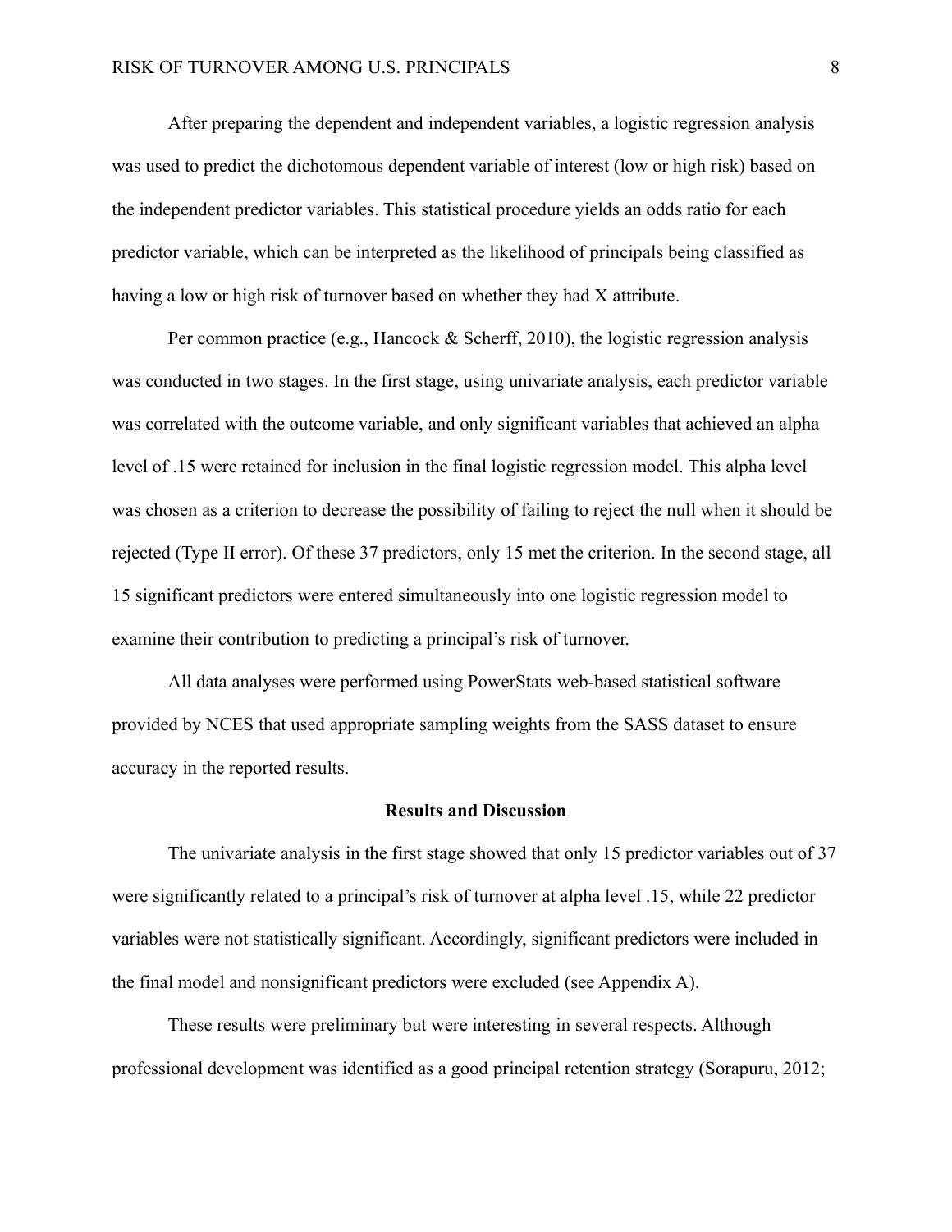After preparing the dependent and independent variables, a logistic regression analysis was used to predict the dichotomous dependent variable of interest (low or high risk) based on the independent predictor variables. This statistical procedure yields an odds ratio for each predictor variable, which can be interpreted as the likelihood of principals being classified as having a low or high risk of turnover based on whether they had X attribute.

Per common practice (e.g., Hancock & Scherff, 2010), the logistic regression analysis was conducted in two stages. In the first stage, using univariate analysis, each predictor variable was correlated with the outcome variable, and only significant variables that achieved an alpha level of .15 were retained for inclusion in the final logistic regression model. This alpha level was chosen as a criterion to decrease the possibility of failing to reject the null when it should be rejected (Type II error). Of these 37 predictors, only 15 met the criterion. In the second stage, all 15 significant predictors were entered simultaneously into one logistic regression model to examine their contribution to predicting a principal's risk of turnover.

All data analyses were performed using PowerStats web-based statistical software provided by NCES that used appropriate sampling weights from the SASS dataset to ensure accuracy in the reported results.

## Results and Discussion

The univariate analysis in the first stage showed that only 15 predictor variables out of 37 were significantly related to a principal's risk of turnover at alpha level .15, while 22 predictor variables were not statistically significant. Accordingly, significant predictors were included in the final model and nonsignificant predictors were excluded (see Appendix A).

These results were preliminary but were interesting in several respects. Although professional development was identified as a good principal retention strategy (Sorapuru, 2012;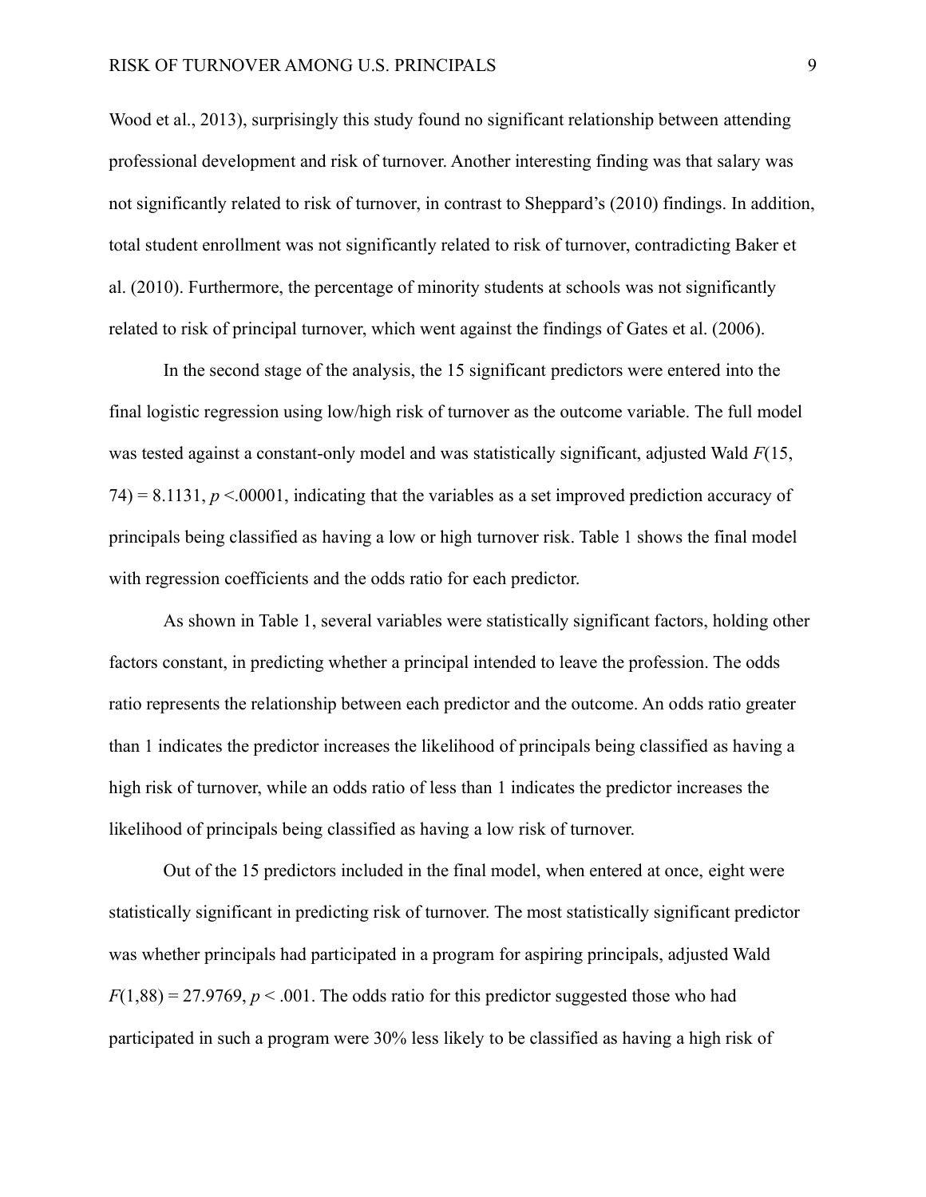Wood et al., 2013), surprisingly this study found no significant relationship between attending professional development and risk of turnover. Another interesting finding was that salary was not significantly related to risk of turnover, in contrast to Sheppard's (2010) findings. In addition, total student enrollment was not significantly related to risk of turnover, contradicting Baker et al. (2010). Furthermore, the percentage of minority students at schools was not significantly related to risk of principal turnover, which went against the findings of Gates et al. (2006).

In the second stage of the analysis, the 15 significant predictors were entered into the final logistic regression using low/high risk of turnover as the outcome variable. The full model was tested against a constant-only model and was statistically significant, adjusted Wald $F(15, 74) = 8.1131$, $p < .00001$, indicating that the variables as a set improved prediction accuracy of principals being classified as having a low or high turnover risk. Table 1 shows the final model with regression coefficients and the odds ratio for each predictor.

As shown in Table 1, several variables were statistically significant factors, holding other factors constant, in predicting whether a principal intended to leave the profession. The odds ratio represents the relationship between each predictor and the outcome. An odds ratio greater than 1 indicates the predictor increases the likelihood of principals being classified as having a high risk of turnover, while an odds ratio of less than 1 indicates the predictor increases the likelihood of principals being classified as having a low risk of turnover.

Out of the 15 predictors included in the final model, when entered at once, eight were statistically significant in predicting risk of turnover. The most statistically significant predictor was whether principals had participated in a program for aspiring principals, adjusted Wald $F(1,88) = 27.9769$, $p < .001$. The odds ratio for this predictor suggested those who had participated in such a program were 30% less likely to be classified as having a high risk of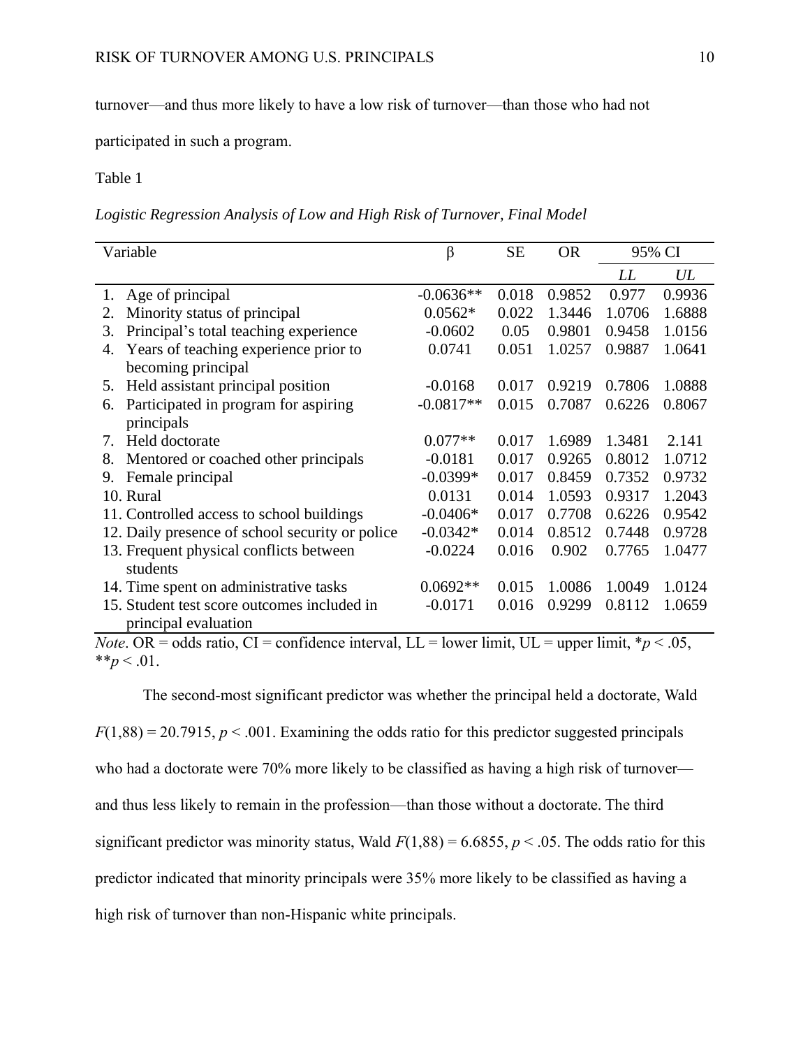turnover—and thus more likely to have a low risk of turnover—than those who had not participated in such a program.

Table 1

*Logistic Regression Analysis of Low and High Risk of Turnover, Final Model*

| Variable | β | SE | OR | 95% CI | |
|---|---|---|---|---|---|
| | | | | *LL* | *UL* |
| 1. Age of principal | -0.0636** | 0.018 | 0.9852 | 0.977 | 0.9936 |
| 2. Minority status of principal | 0.0562* | 0.022 | 1.3446 | 1.0706 | 1.6888 |
| 3. Principal's total teaching experience | -0.0602 | 0.05 | 0.9801 | 0.9458 | 1.0156 |
| 4. Years of teaching experience prior to becoming principal | 0.0741 | 0.051 | 1.0257 | 0.9887 | 1.0641 |
| 5. Held assistant principal position | -0.0168 | 0.017 | 0.9219 | 0.7806 | 1.0888 |
| 6. Participated in program for aspiring principals | -0.0817** | 0.015 | 0.7087 | 0.6226 | 0.8067 |
| 7. Held doctorate | 0.077** | 0.017 | 1.6989 | 1.3481 | 2.141 |
| 8. Mentored or coached other principals | -0.0181 | 0.017 | 0.9265 | 0.8012 | 1.0712 |
| 9. Female principal | -0.0399* | 0.017 | 0.8459 | 0.7352 | 0.9732 |
| 10. Rural | 0.0131 | 0.014 | 1.0593 | 0.9317 | 1.2043 |
| 11. Controlled access to school buildings | -0.0406* | 0.017 | 0.7708 | 0.6226 | 0.9542 |
| 12. Daily presence of school security or police | -0.0342* | 0.014 | 0.8512 | 0.7448 | 0.9728 |
| 13. Frequent physical conflicts between students | -0.0224 | 0.016 | 0.902 | 0.7765 | 1.0477 |
| 14. Time spent on administrative tasks | 0.0692** | 0.015 | 1.0086 | 1.0049 | 1.0124 |
| 15. Student test score outcomes included in principal evaluation | -0.0171 | 0.016 | 0.9299 | 0.8112 | 1.0659 |

*Note*. OR = odds ratio, CI = confidence interval, LL = lower limit, UL = upper limit, $*p < .05$, $**p < .01$.

The second-most significant predictor was whether the principal held a doctorate, Wald $F(1,88) = 20.7915$, $p < .001$. Examining the odds ratio for this predictor suggested principals who had a doctorate were 70% more likely to be classified as having a high risk of turnover—and thus less likely to remain in the profession—than those without a doctorate. The third significant predictor was minority status, Wald $F(1,88) = 6.6855$, $p < .05$. The odds ratio for this predictor indicated that minority principals were 35% more likely to be classified as having a high risk of turnover than non-Hispanic white principals.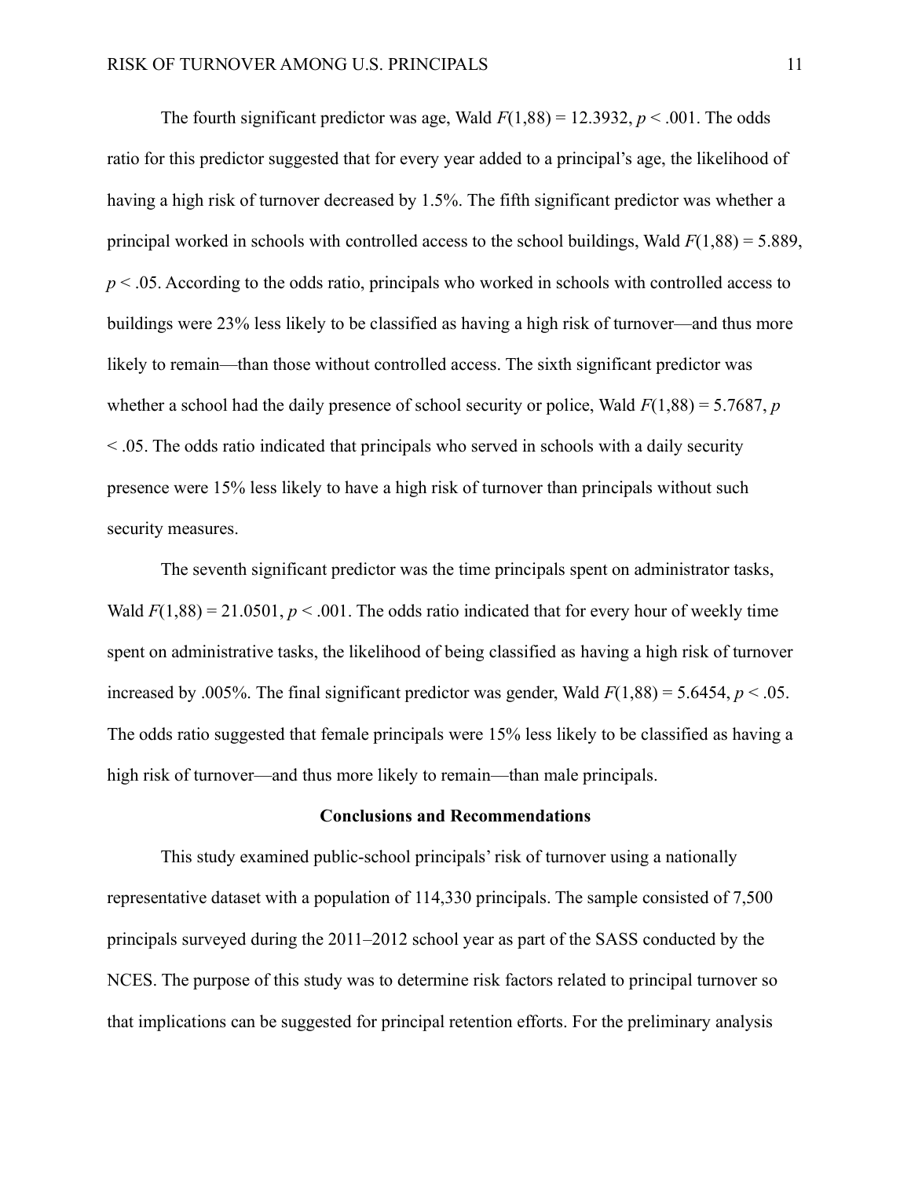The fourth significant predictor was age, Wald $F(1,88) = 12.3932$, $p < .001$. The odds ratio for this predictor suggested that for every year added to a principal's age, the likelihood of having a high risk of turnover decreased by 1.5%. The fifth significant predictor was whether a principal worked in schools with controlled access to the school buildings, Wald $F(1,88) = 5.889$, $p < .05$. According to the odds ratio, principals who worked in schools with controlled access to buildings were 23% less likely to be classified as having a high risk of turnover—and thus more likely to remain—than those without controlled access. The sixth significant predictor was whether a school had the daily presence of school security or police, Wald $F(1,88) = 5.7687$, $p < .05$. The odds ratio indicated that principals who served in schools with a daily security presence were 15% less likely to have a high risk of turnover than principals without such security measures.

The seventh significant predictor was the time principals spent on administrator tasks, Wald $F(1,88) = 21.0501$, $p < .001$. The odds ratio indicated that for every hour of weekly time spent on administrative tasks, the likelihood of being classified as having a high risk of turnover increased by .005%. The final significant predictor was gender, Wald $F(1,88) = 5.6454$, $p < .05$. The odds ratio suggested that female principals were 15% less likely to be classified as having a high risk of turnover—and thus more likely to remain—than male principals.

## Conclusions and Recommendations

This study examined public-school principals' risk of turnover using a nationally representative dataset with a population of 114,330 principals. The sample consisted of 7,500 principals surveyed during the 2011–2012 school year as part of the SASS conducted by the NCES. The purpose of this study was to determine risk factors related to principal turnover so that implications can be suggested for principal retention efforts. For the preliminary analysis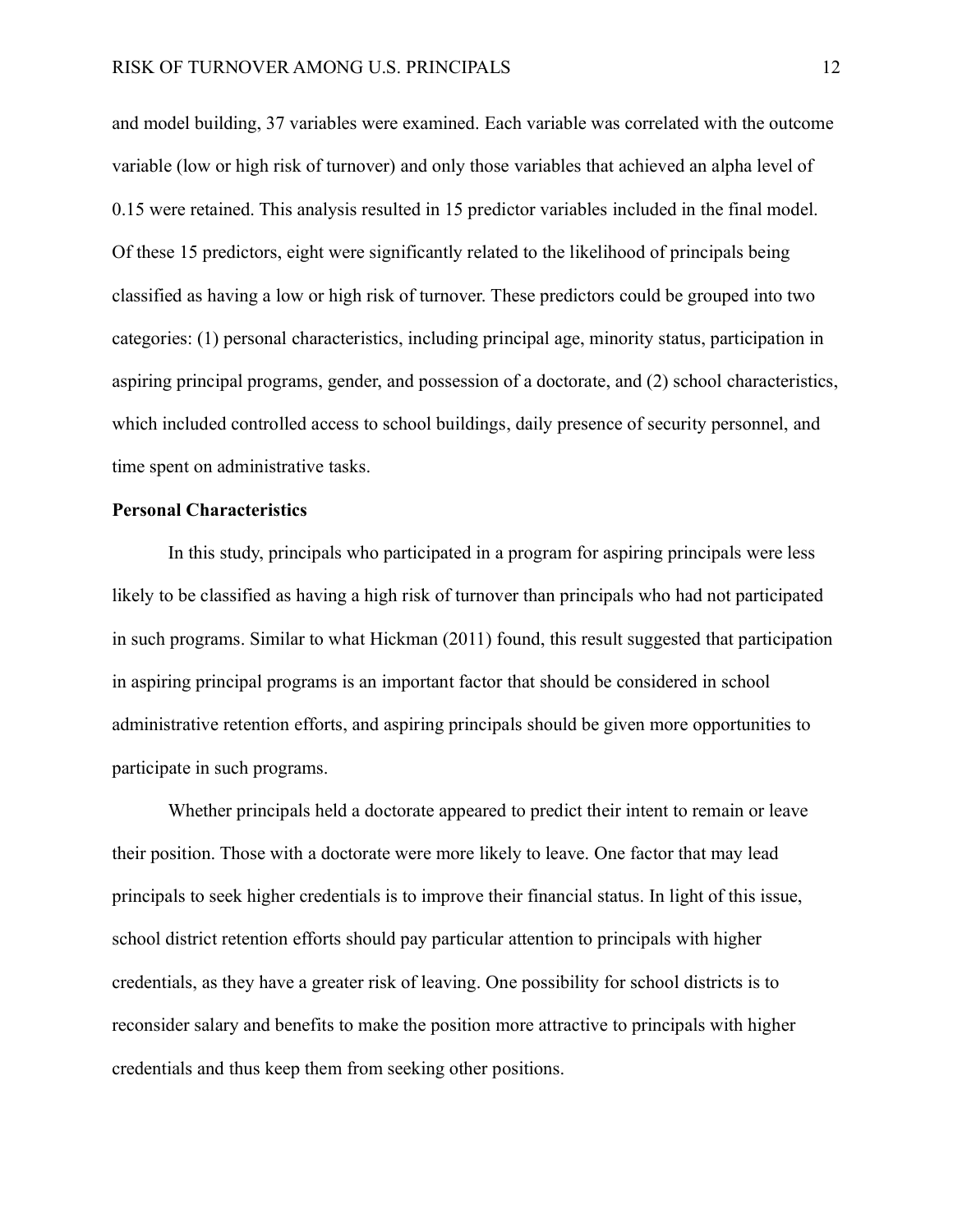and model building, 37 variables were examined. Each variable was correlated with the outcome variable (low or high risk of turnover) and only those variables that achieved an alpha level of 0.15 were retained. This analysis resulted in 15 predictor variables included in the final model. Of these 15 predictors, eight were significantly related to the likelihood of principals being classified as having a low or high risk of turnover. These predictors could be grouped into two categories: (1) personal characteristics, including principal age, minority status, participation in aspiring principal programs, gender, and possession of a doctorate, and (2) school characteristics, which included controlled access to school buildings, daily presence of security personnel, and time spent on administrative tasks.

**Personal Characteristics**

In this study, principals who participated in a program for aspiring principals were less likely to be classified as having a high risk of turnover than principals who had not participated in such programs. Similar to what Hickman (2011) found, this result suggested that participation in aspiring principal programs is an important factor that should be considered in school administrative retention efforts, and aspiring principals should be given more opportunities to participate in such programs.

Whether principals held a doctorate appeared to predict their intent to remain or leave their position. Those with a doctorate were more likely to leave. One factor that may lead principals to seek higher credentials is to improve their financial status. In light of this issue, school district retention efforts should pay particular attention to principals with higher credentials, as they have a greater risk of leaving. One possibility for school districts is to reconsider salary and benefits to make the position more attractive to principals with higher credentials and thus keep them from seeking other positions.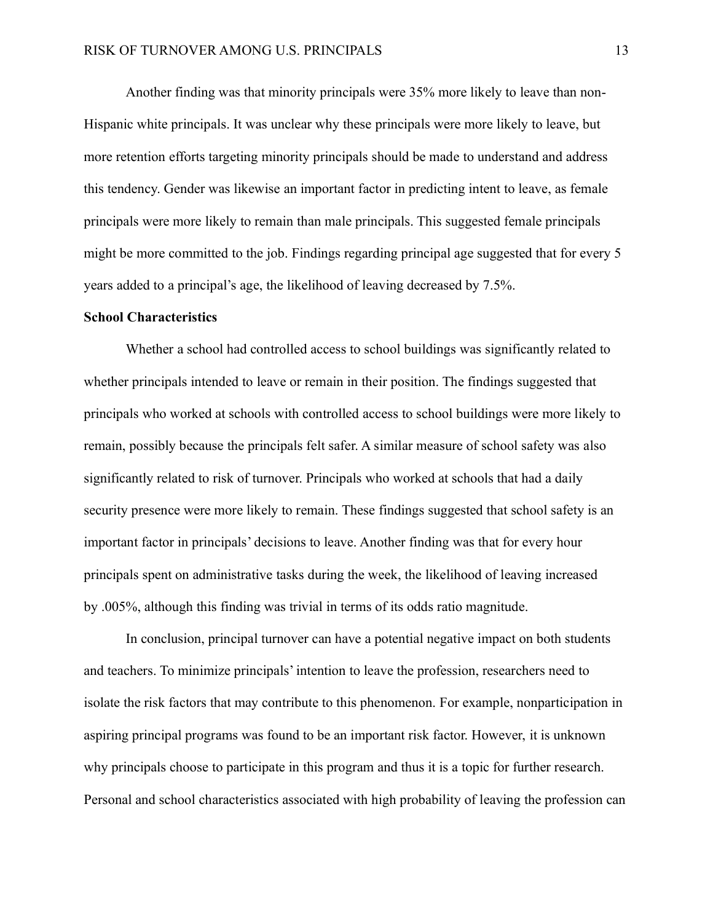Another finding was that minority principals were 35% more likely to leave than non-Hispanic white principals. It was unclear why these principals were more likely to leave, but more retention efforts targeting minority principals should be made to understand and address this tendency. Gender was likewise an important factor in predicting intent to leave, as female principals were more likely to remain than male principals. This suggested female principals might be more committed to the job. Findings regarding principal age suggested that for every 5 years added to a principal's age, the likelihood of leaving decreased by 7.5%.

**School Characteristics**

Whether a school had controlled access to school buildings was significantly related to whether principals intended to leave or remain in their position. The findings suggested that principals who worked at schools with controlled access to school buildings were more likely to remain, possibly because the principals felt safer. A similar measure of school safety was also significantly related to risk of turnover. Principals who worked at schools that had a daily security presence were more likely to remain. These findings suggested that school safety is an important factor in principals' decisions to leave. Another finding was that for every hour principals spent on administrative tasks during the week, the likelihood of leaving increased by .005%, although this finding was trivial in terms of its odds ratio magnitude.

In conclusion, principal turnover can have a potential negative impact on both students and teachers. To minimize principals' intention to leave the profession, researchers need to isolate the risk factors that may contribute to this phenomenon. For example, nonparticipation in aspiring principal programs was found to be an important risk factor. However, it is unknown why principals choose to participate in this program and thus it is a topic for further research. Personal and school characteristics associated with high probability of leaving the profession can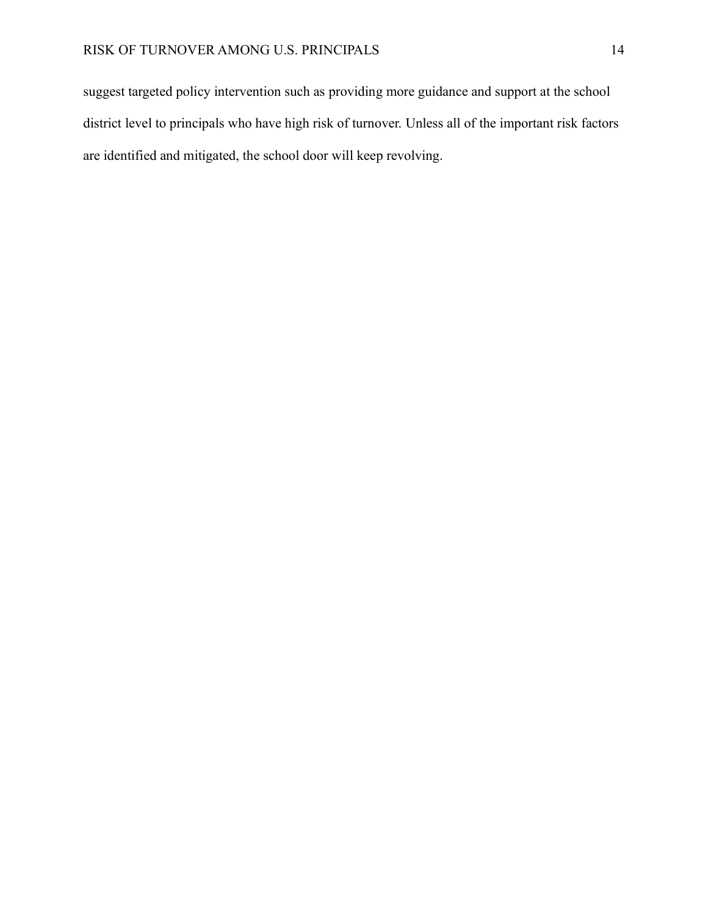suggest targeted policy intervention such as providing more guidance and support at the school district level to principals who have high risk of turnover. Unless all of the important risk factors are identified and mitigated, the school door will keep revolving.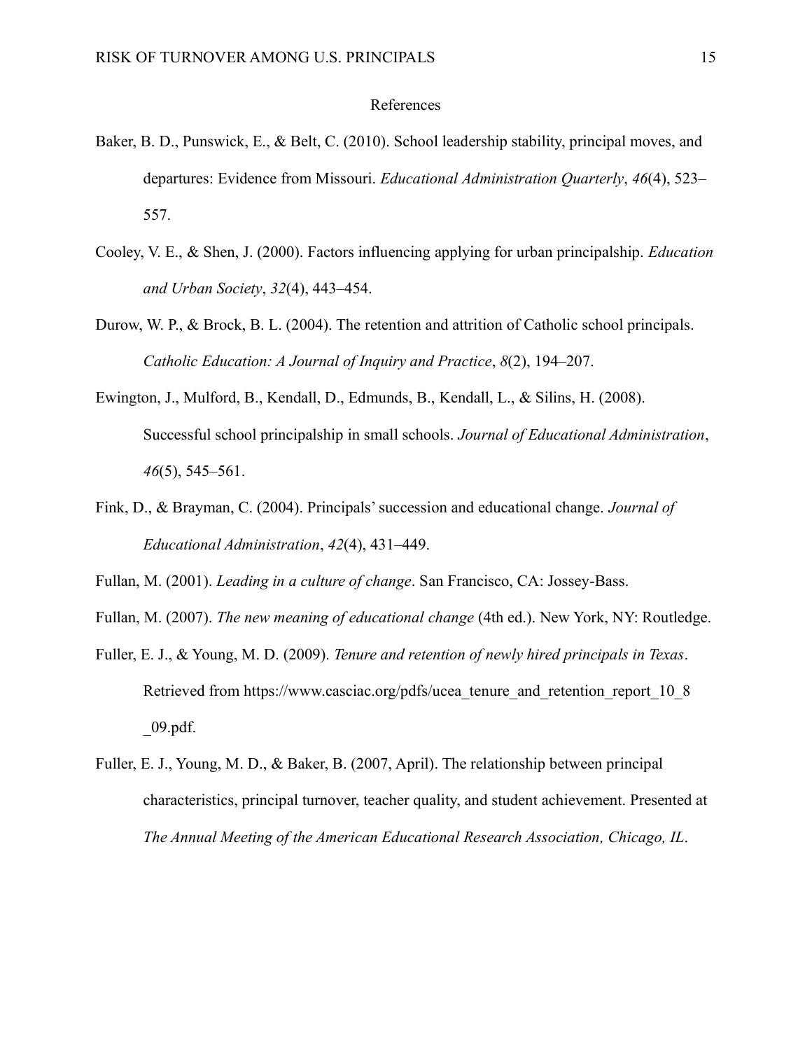# References

Baker, B. D., Punswick, E., & Belt, C. (2010). School leadership stability, principal moves, and departures: Evidence from Missouri. *Educational Administration Quarterly*, *46*(4), 523–557.

Cooley, V. E., & Shen, J. (2000). Factors influencing applying for urban principalship. *Education and Urban Society*, *32*(4), 443–454.

Durow, W. P., & Brock, B. L. (2004). The retention and attrition of Catholic school principals. *Catholic Education: A Journal of Inquiry and Practice*, *8*(2), 194–207.

Ewington, J., Mulford, B., Kendall, D., Edmunds, B., Kendall, L., & Silins, H. (2008). Successful school principalship in small schools. *Journal of Educational Administration*, *46*(5), 545–561.

Fink, D., & Brayman, C. (2004). Principals' succession and educational change. *Journal of Educational Administration*, *42*(4), 431–449.

Fullan, M. (2001). *Leading in a culture of change*. San Francisco, CA: Jossey-Bass.

Fullan, M. (2007). *The new meaning of educational change* (4th ed.). New York, NY: Routledge.

Fuller, E. J., & Young, M. D. (2009). *Tenure and retention of newly hired principals in Texas*. Retrieved from https://www.casciac.org/pdfs/ucea_tenure_and_retention_report_10_8_09.pdf.

Fuller, E. J., Young, M. D., & Baker, B. (2007, April). The relationship between principal characteristics, principal turnover, teacher quality, and student achievement. Presented at *The Annual Meeting of the American Educational Research Association, Chicago, IL*.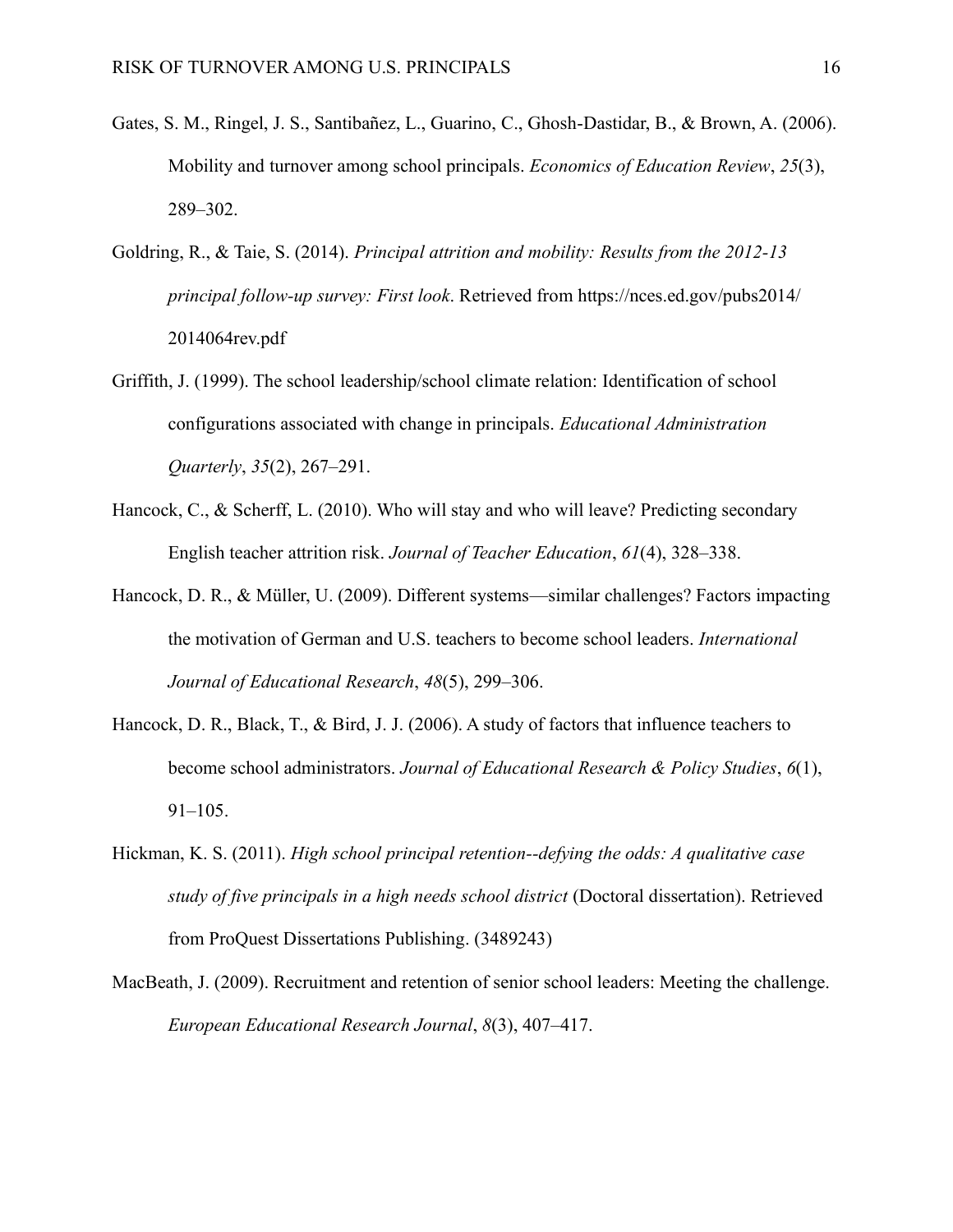Gates, S. M., Ringel, J. S., Santibañez, L., Guarino, C., Ghosh-Dastidar, B., & Brown, A. (2006). Mobility and turnover among school principals. *Economics of Education Review*, *25*(3), 289–302.

Goldring, R., & Taie, S. (2014). *Principal attrition and mobility: Results from the 2012-13 principal follow-up survey: First look*. Retrieved from https://nces.ed.gov/pubs2014/2014064rev.pdf

Griffith, J. (1999). The school leadership/school climate relation: Identification of school configurations associated with change in principals. *Educational Administration Quarterly*, *35*(2), 267–291.

Hancock, C., & Scherff, L. (2010). Who will stay and who will leave? Predicting secondary English teacher attrition risk. *Journal of Teacher Education*, *61*(4), 328–338.

Hancock, D. R., & Müller, U. (2009). Different systems—similar challenges? Factors impacting the motivation of German and U.S. teachers to become school leaders. *International Journal of Educational Research*, *48*(5), 299–306.

Hancock, D. R., Black, T., & Bird, J. J. (2006). A study of factors that influence teachers to become school administrators. *Journal of Educational Research & Policy Studies*, *6*(1), 91–105.

Hickman, K. S. (2011). *High school principal retention--defying the odds: A qualitative case study of five principals in a high needs school district* (Doctoral dissertation). Retrieved from ProQuest Dissertations Publishing. (3489243)

MacBeath, J. (2009). Recruitment and retention of senior school leaders: Meeting the challenge. *European Educational Research Journal*, *8*(3), 407–417.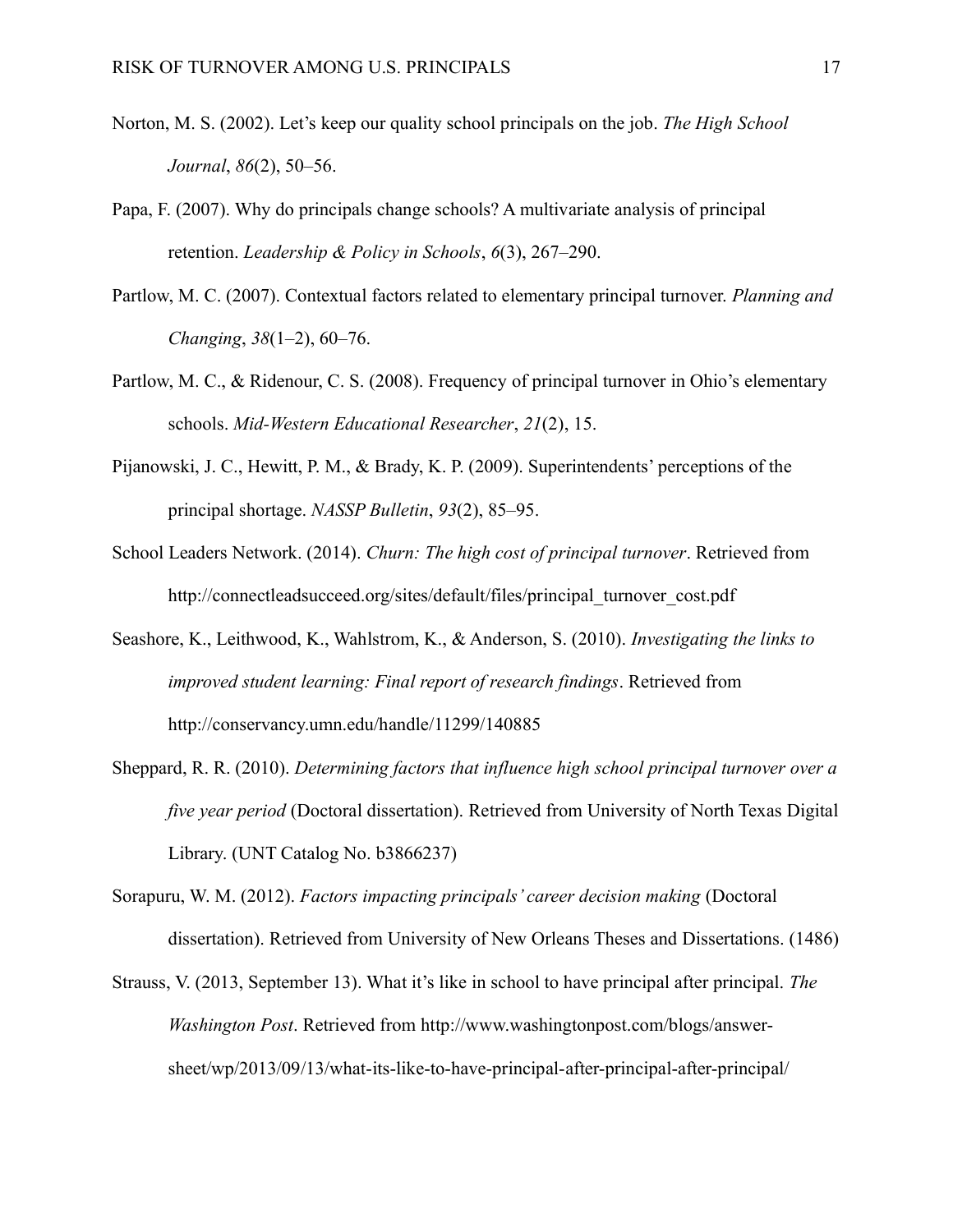Norton, M. S. (2002). Let's keep our quality school principals on the job. *The High School Journal*, *86*(2), 50–56.

Papa, F. (2007). Why do principals change schools? A multivariate analysis of principal retention. *Leadership & Policy in Schools*, *6*(3), 267–290.

Partlow, M. C. (2007). Contextual factors related to elementary principal turnover. *Planning and Changing*, *38*(1–2), 60–76.

Partlow, M. C., & Ridenour, C. S. (2008). Frequency of principal turnover in Ohio's elementary schools. *Mid-Western Educational Researcher*, *21*(2), 15.

Pijanowski, J. C., Hewitt, P. M., & Brady, K. P. (2009). Superintendents' perceptions of the principal shortage. *NASSP Bulletin*, *93*(2), 85–95.

School Leaders Network. (2014). *Churn: The high cost of principal turnover*. Retrieved from http://connectleadsucceed.org/sites/default/files/principal_turnover_cost.pdf

Seashore, K., Leithwood, K., Wahlstrom, K., & Anderson, S. (2010). *Investigating the links to improved student learning: Final report of research findings*. Retrieved from http://conservancy.umn.edu/handle/11299/140885

Sheppard, R. R. (2010). *Determining factors that influence high school principal turnover over a five year period* (Doctoral dissertation). Retrieved from University of North Texas Digital Library. (UNT Catalog No. b3866237)

Sorapuru, W. M. (2012). *Factors impacting principals' career decision making* (Doctoral dissertation). Retrieved from University of New Orleans Theses and Dissertations. (1486)

Strauss, V. (2013, September 13). What it's like in school to have principal after principal. *The Washington Post*. Retrieved from http://www.washingtonpost.com/blogs/answer-sheet/wp/2013/09/13/what-its-like-to-have-principal-after-principal-after-principal/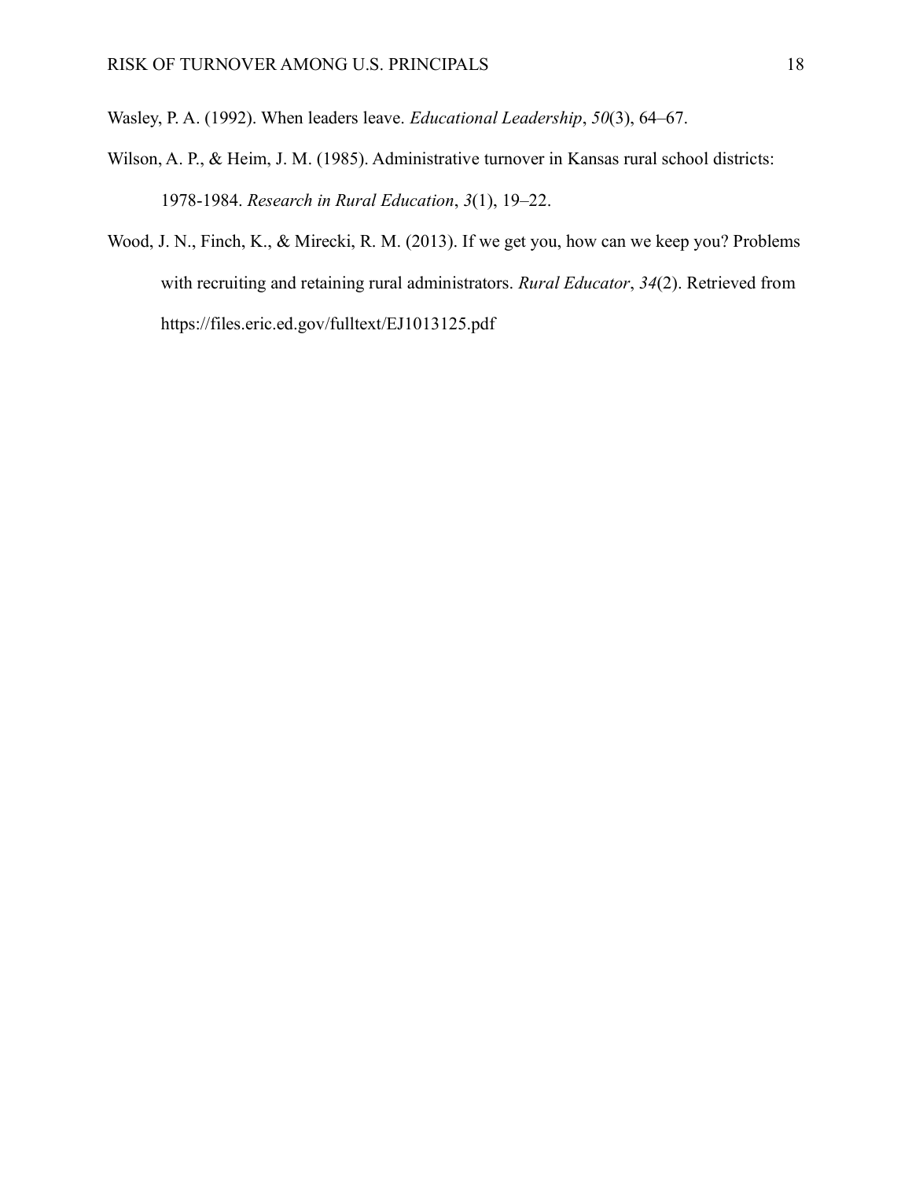Wasley, P. A. (1992). When leaders leave. *Educational Leadership*, *50*(3), 64–67.

Wilson, A. P., & Heim, J. M. (1985). Administrative turnover in Kansas rural school districts: 1978-1984. *Research in Rural Education*, *3*(1), 19–22.

Wood, J. N., Finch, K., & Mirecki, R. M. (2013). If we get you, how can we keep you? Problems with recruiting and retaining rural administrators. *Rural Educator*, *34*(2). Retrieved from https://files.eric.ed.gov/fulltext/EJ1013125.pdf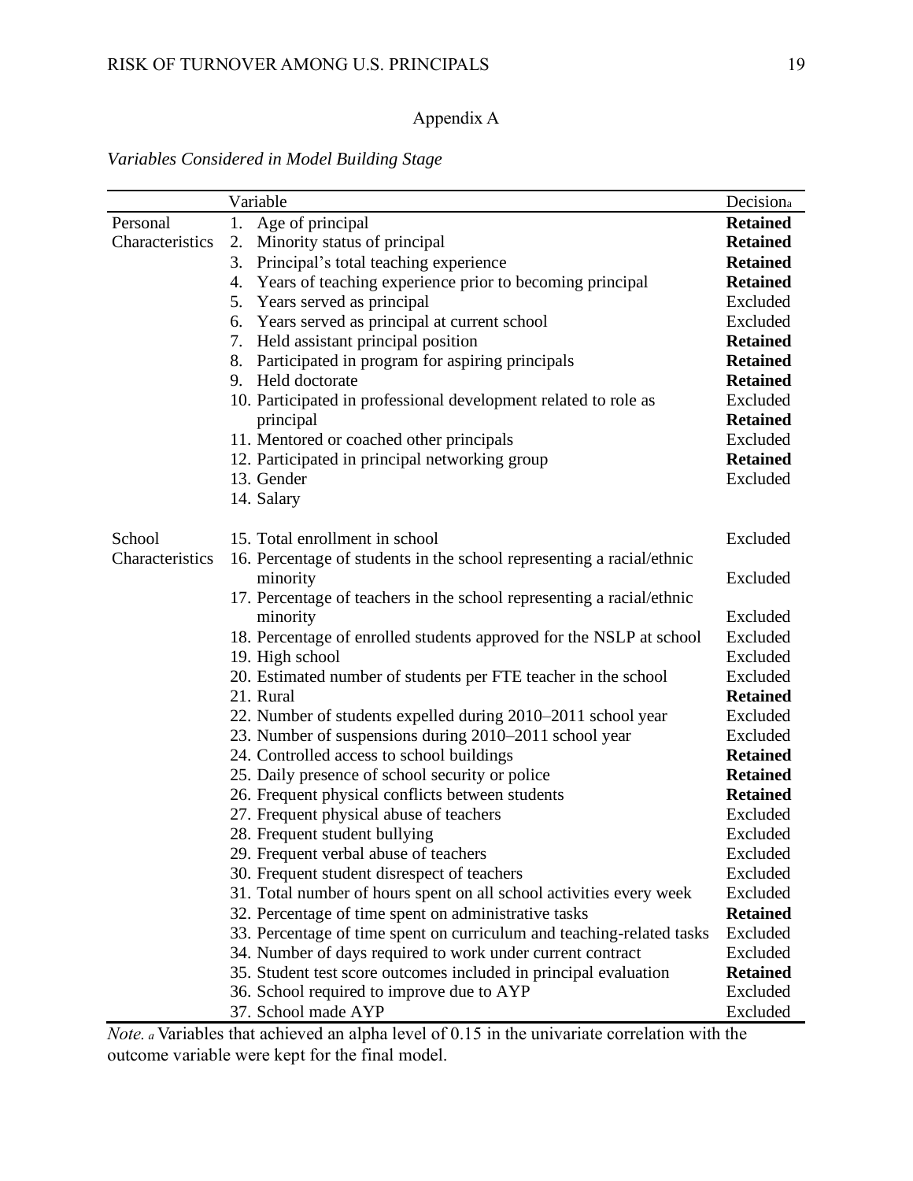# Appendix A

*Variables Considered in Model Building Stage*

| | Variable | Decision[a] |
|---|---|---|
| Personal Characteristics | 1. Age of principal | **Retained** |
| | 2. Minority status of principal | **Retained** |
| | 3. Principal's total teaching experience | **Retained** |
| | 4. Years of teaching experience prior to becoming principal | **Retained** |
| | 5. Years served as principal | Excluded |
| | 6. Years served as principal at current school | Excluded |
| | 7. Held assistant principal position | **Retained** |
| | 8. Participated in program for aspiring principals | **Retained** |
| | 9. Held doctorate | **Retained** |
| | 10. Participated in professional development related to role as | Excluded |
| | principal | **Retained** |
| | 11. Mentored or coached other principals | Excluded |
| | 12. Participated in principal networking group | **Retained** |
| | 13. Gender | Excluded |
| | 14. Salary | |
| School Characteristics | 15. Total enrollment in school | Excluded |
| | 16. Percentage of students in the school representing a racial/ethnic minority | Excluded |
| | 17. Percentage of teachers in the school representing a racial/ethnic minority | Excluded |
| | 18. Percentage of enrolled students approved for the NSLP at school | Excluded |
| | 19. High school | Excluded |
| | 20. Estimated number of students per FTE teacher in the school | Excluded |
| | 21. Rural | **Retained** |
| | 22. Number of students expelled during 2010–2011 school year | Excluded |
| | 23. Number of suspensions during 2010–2011 school year | Excluded |
| | 24. Controlled access to school buildings | **Retained** |
| | 25. Daily presence of school security or police | **Retained** |
| | 26. Frequent physical conflicts between students | **Retained** |
| | 27. Frequent physical abuse of teachers | Excluded |
| | 28. Frequent student bullying | Excluded |
| | 29. Frequent verbal abuse of teachers | Excluded |
| | 30. Frequent student disrespect of teachers | Excluded |
| | 31. Total number of hours spent on all school activities every week | Excluded |
| | 32. Percentage of time spent on administrative tasks | **Retained** |
| | 33. Percentage of time spent on curriculum and teaching-related tasks | Excluded |
| | 34. Number of days required to work under current contract | Excluded |
| | 35. Student test score outcomes included in principal evaluation | **Retained** |
| | 36. School required to improve due to AYP | Excluded |
| | 37. School made AYP | Excluded |

*Note.* [a] Variables that achieved an alpha level of 0.15 in the univariate correlation with the outcome variable were kept for the final model.